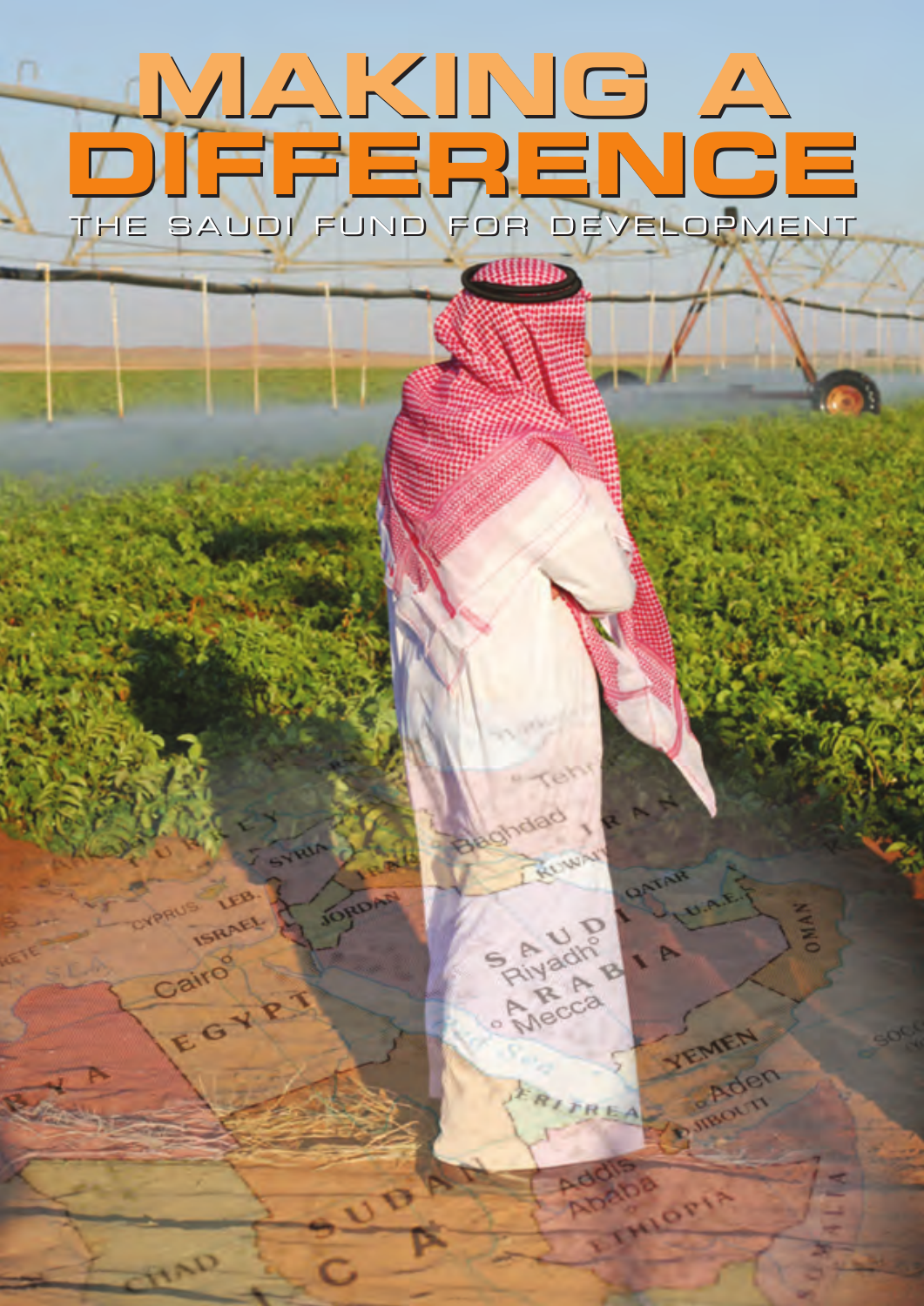# MAKING A DIFFERENCE

THE SAUDI FUND FOR DEVELOPMENT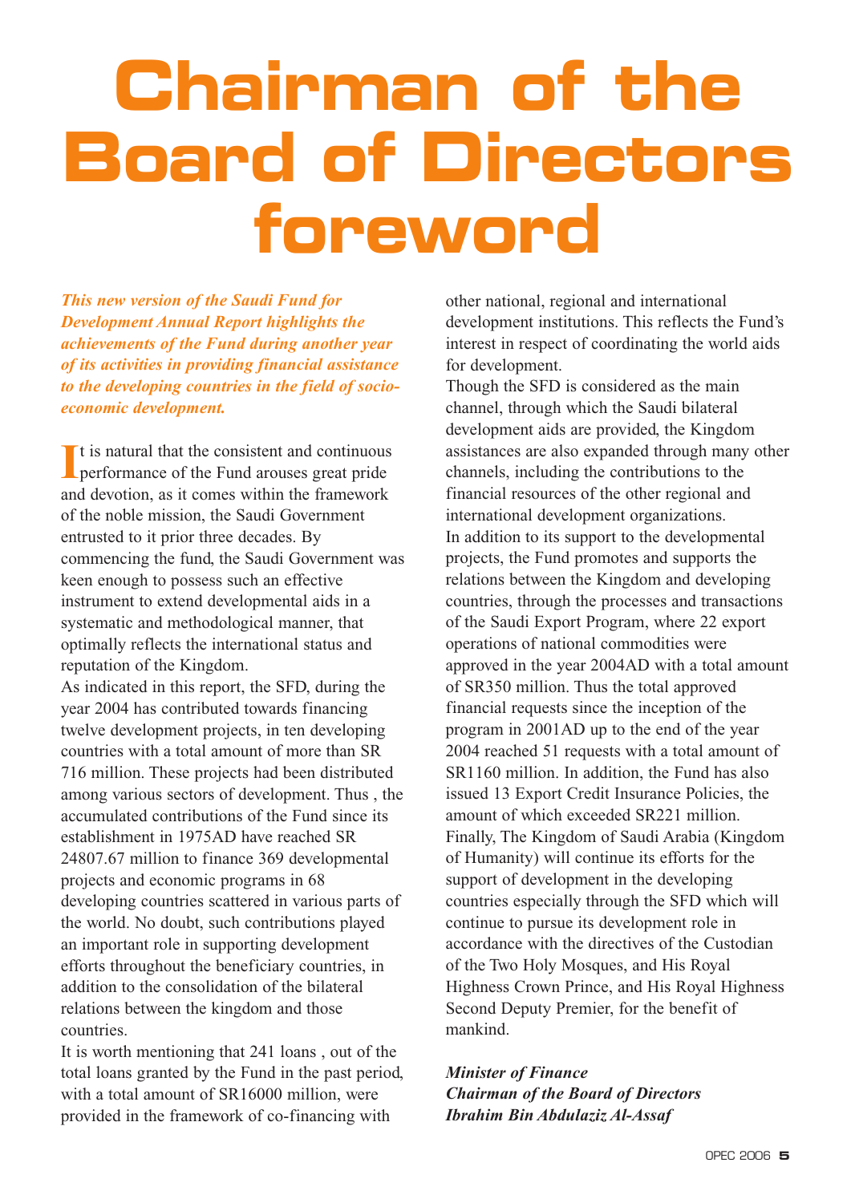# Chairman of the Board of Directors foreword

*This new version of the Saudi Fund for Development Annual Report highlights the achievements of the Fund during another year of its activities in providing financial assistance to the developing countries in the field of socio-economic development.*

It is natural that the consistent and continuous performance of the Fund arouses great pride and devotion, as it comes within the framework of the noble mission, the Saudi Government entrusted to it prior three decades. By commencing the fund, the Saudi Government was keen enough to possess such an effective instrument to extend developmental aids in a systematic and methodological manner, that optimally reflects the international status and reputation of the Kingdom.

As indicated in this report, the SFD, during the year 2004 has contributed towards financing twelve development projects, in ten developing countries with a total amount of more than SR 716 million. These projects had been distributed among various sectors of development. Thus , the accumulated contributions of the Fund since its establishment in 1975AD have reached SR 24807.67 million to finance 369 developmental projects and economic programs in 68 developing countries scattered in various parts of the world. No doubt, such contributions played an important role in supporting development efforts throughout the beneficiary countries, in addition to the consolidation of the bilateral relations between the kingdom and those countries.

It is worth mentioning that 241 loans , out of the total loans granted by the Fund in the past period, with a total amount of SR16000 million, were provided in the framework of co-financing with other national, regional and international development institutions. This reflects the Fund's interest in respect of coordinating the world aids for development.

Though the SFD is considered as the main channel, through which the Saudi bilateral development aids are provided, the Kingdom assistances are also expanded through many other channels, including the contributions to the financial resources of the other regional and international development organizations.

In addition to its support to the developmental projects, the Fund promotes and supports the relations between the Kingdom and developing countries, through the processes and transactions of the Saudi Export Program, where 22 export operations of national commodities were approved in the year 2004AD with a total amount of SR350 million. Thus the total approved financial requests since the inception of the program in 2001AD up to the end of the year 2004 reached 51 requests with a total amount of SR1160 million. In addition, the Fund has also issued 13 Export Credit Insurance Policies, the amount of which exceeded SR221 million.

Finally, The Kingdom of Saudi Arabia (Kingdom of Humanity) will continue its efforts for the support of development in the developing countries especially through the SFD which will continue to pursue its development role in accordance with the directives of the Custodian of the Two Holy Mosques, and His Royal Highness Crown Prince, and His Royal Highness Second Deputy Premier, for the benefit of mankind.

***Minister of Finance***
***Chairman of the Board of Directors***
***Ibrahim Bin Abdulaziz Al-Assaf***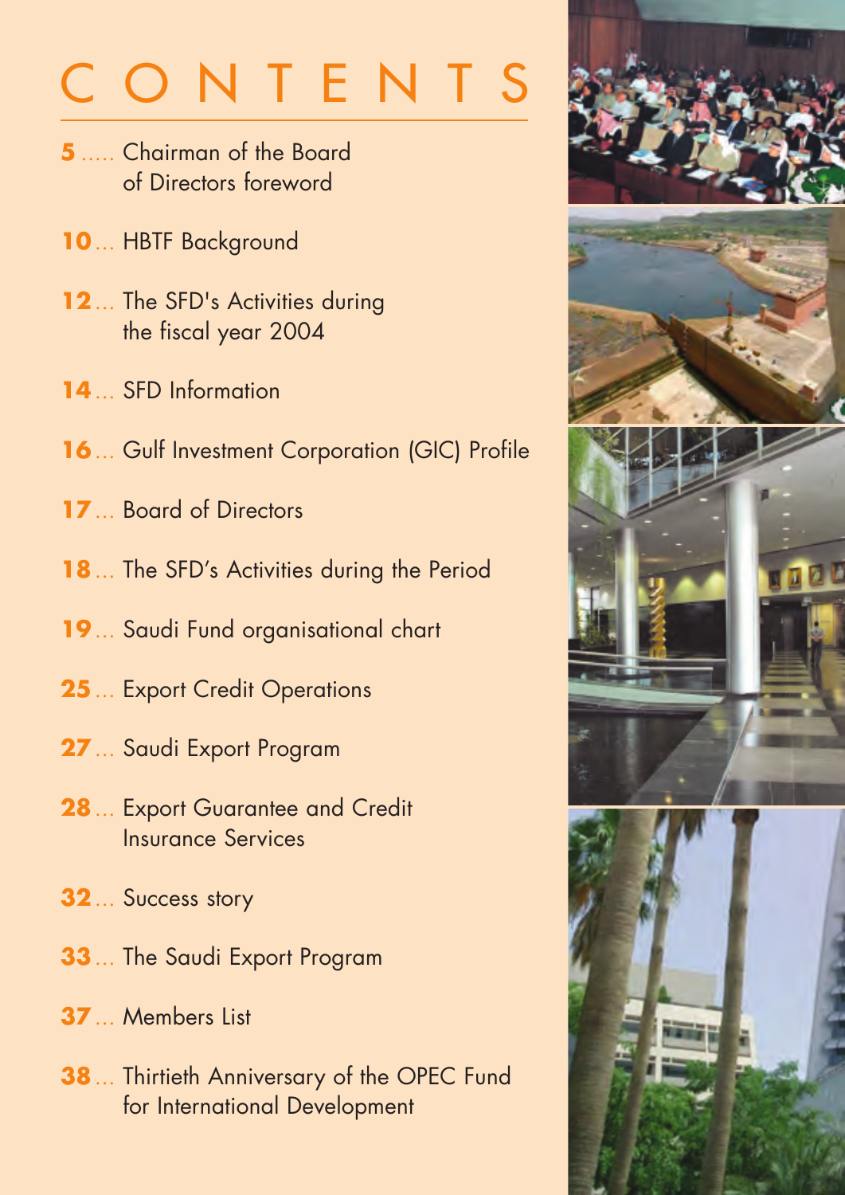# CONTENTS

5 ..... Chairman of the Board of Directors foreword

10 ... HBTF Background

12 ... The SFD's Activities during the fiscal year 2004

14 ... SFD Information

16 ... Gulf Investment Corporation (GIC) Profile

17 ... Board of Directors

18 ... The SFD's Activities during the Period

19 ... Saudi Fund organisational chart

25 ... Export Credit Operations

27 ... Saudi Export Program

28 ... Export Guarantee and Credit Insurance Services

32 ... Success story

33 ... The Saudi Export Program

37 ... Members List

38 ... Thirtieth Anniversary of the OPEC Fund for International Development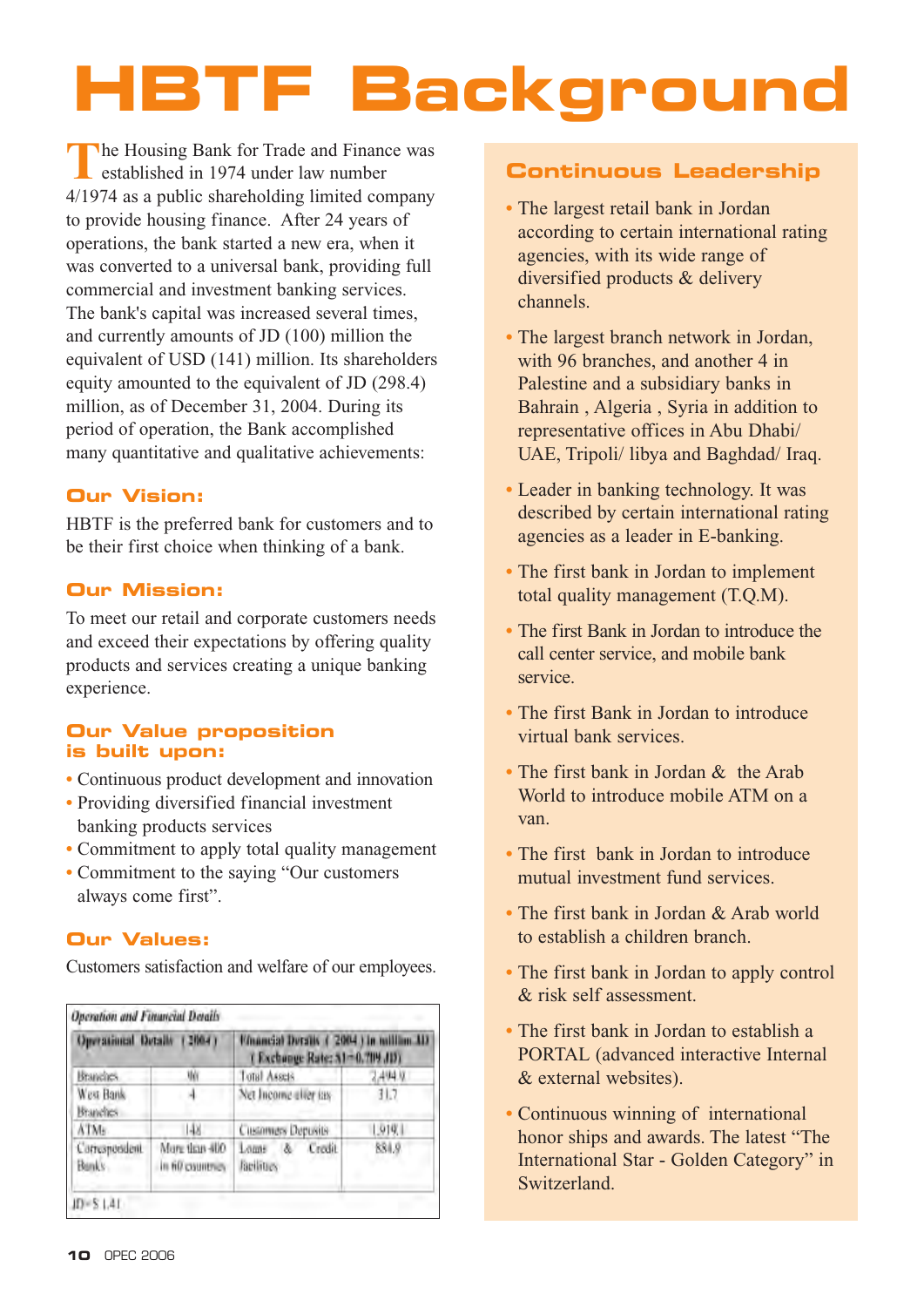# HBTF Background

The Housing Bank for Trade and Finance was established in 1974 under law number 4/1974 as a public shareholding limited company to provide housing finance. After 24 years of operations, the bank started a new era, when it was converted to a universal bank, providing full commercial and investment banking services. The bank's capital was increased several times, and currently amounts of JD (100) million the equivalent of USD (141) million. Its shareholders equity amounted to the equivalent of JD (298.4) million, as of December 31, 2004. During its period of operation, the Bank accomplished many quantitative and qualitative achievements:

## Our Vision:

HBTF is the preferred bank for customers and to be their first choice when thinking of a bank.

## Our Mission:

To meet our retail and corporate customers needs and exceed their expectations by offering quality products and services creating a unique banking experience.

## Our Value proposition is built upon:

- Continuous product development and innovation
- Providing diversified financial investment banking products services
- Commitment to apply total quality management
- Commitment to the saying "Our customers always come first".

## Our Values:

Customers satisfaction and welfare of our employees.

*Operation and Financial Details*

| Operational Details (2004) | | Financial Details (2004) in million JD (Exchange Rate: $1=0.709 JD) | |
|---|---|---|---|
| Branches | 96 | Total Assets | 2,494.9 |
| West Bank Branches | 4 | Net Income after tax | 31.7 |
| ATMs | 148 | Customers Deposits | 1,919.1 |
| Correspondent Banks | More than 400 in 60 countries | Loans & Credit facilities | 834.9 |

JD= $ 1.41

## Continuous Leadership

- The largest retail bank in Jordan according to certain international rating agencies, with its wide range of diversified products & delivery channels.
- The largest branch network in Jordan, with 96 branches, and another 4 in Palestine and a subsidiary banks in Bahrain , Algeria , Syria in addition to representative offices in Abu Dhabi/ UAE, Tripoli/ libya and Baghdad/ Iraq.
- Leader in banking technology. It was described by certain international rating agencies as a leader in E-banking.
- The first bank in Jordan to implement total quality management (T.Q.M).
- The first Bank in Jordan to introduce the call center service, and mobile bank service.
- The first Bank in Jordan to introduce virtual bank services.
- The first bank in Jordan & the Arab World to introduce mobile ATM on a van.
- The first bank in Jordan to introduce mutual investment fund services.
- The first bank in Jordan & Arab world to establish a children branch.
- The first bank in Jordan to apply control & risk self assessment.
- The first bank in Jordan to establish a PORTAL (advanced interactive Internal & external websites).
- Continuous winning of international honor ships and awards. The latest "The International Star - Golden Category" in Switzerland.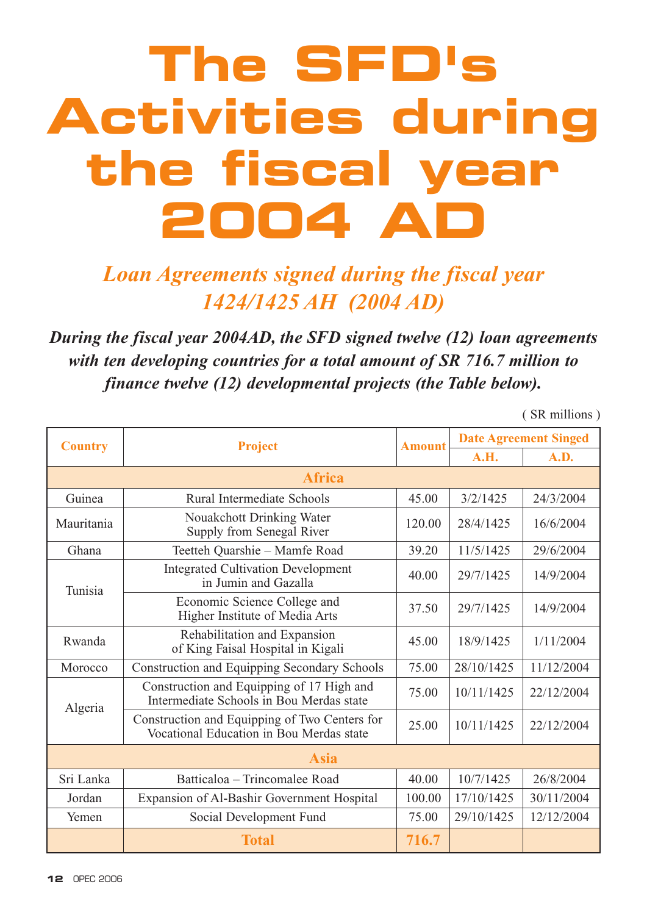# The SFD's Activities during the fiscal year 2004 AD

## *Loan Agreements signed during the fiscal year 1424/1425 AH (2004 AD)*

***During the fiscal year 2004AD, the SFD signed twelve (12) loan agreements with ten developing countries for a total amount of SR 716.7 million to finance twelve (12) developmental projects (the Table below).***

( SR millions )

| Country | Project | Amount | Date Agreement Singed | |
|---|---|---|---|---|
| | | | A.H. | A.D. |
| **Africa** | | | | |
| Guinea | Rural Intermediate Schools | 45.00 | 3/2/1425 | 24/3/2004 |
| Mauritania | Nouakchott Drinking Water Supply from Senegal River | 120.00 | 28/4/1425 | 16/6/2004 |
| Ghana | Teetteh Quarshie – Mamfe Road | 39.20 | 11/5/1425 | 29/6/2004 |
| Tunisia | Integrated Cultivation Development in Jumin and Gazalla | 40.00 | 29/7/1425 | 14/9/2004 |
| | Economic Science College and Higher Institute of Media Arts | 37.50 | 29/7/1425 | 14/9/2004 |
| Rwanda | Rehabilitation and Expansion of King Faisal Hospital in Kigali | 45.00 | 18/9/1425 | 1/11/2004 |
| Morocco | Construction and Equipping Secondary Schools | 75.00 | 28/10/1425 | 11/12/2004 |
| Algeria | Construction and Equipping of 17 High and Intermediate Schools in Bou Merdas state | 75.00 | 10/11/1425 | 22/12/2004 |
| | Construction and Equipping of Two Centers for Vocational Education in Bou Merdas state | 25.00 | 10/11/1425 | 22/12/2004 |
| **Asia** | | | | |
| Sri Lanka | Batticaloa – Trincomalee Road | 40.00 | 10/7/1425 | 26/8/2004 |
| Jordan | Expansion of Al-Bashir Government Hospital | 100.00 | 17/10/1425 | 30/11/2004 |
| Yemen | Social Development Fund | 75.00 | 29/10/1425 | 12/12/2004 |
| | **Total** | **716.7** | | |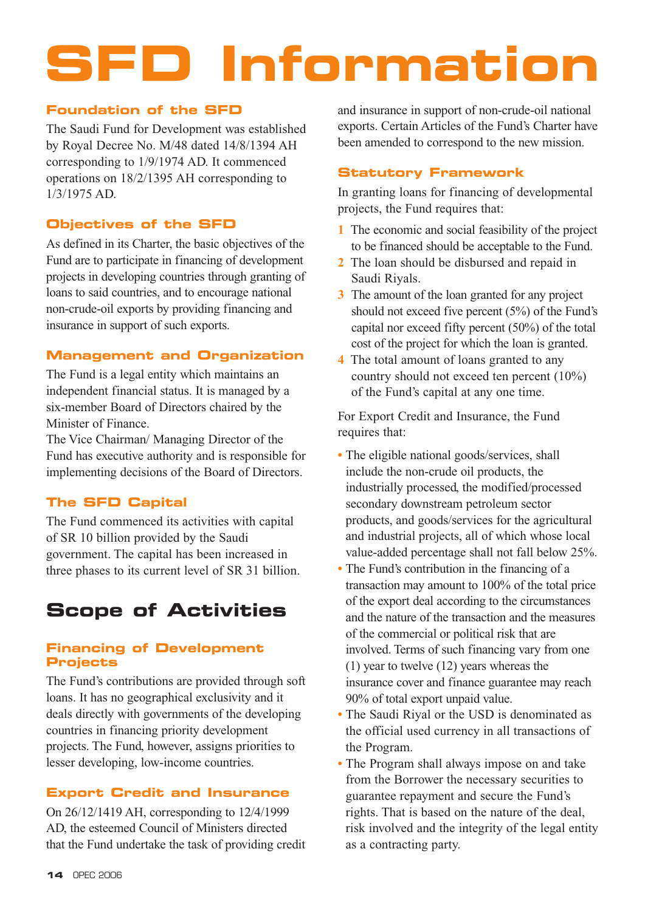# SFD Information

### Foundation of the SFD

The Saudi Fund for Development was established by Royal Decree No. M/48 dated 14/8/1394 AH corresponding to 1/9/1974 AD. It commenced operations on 18/2/1395 AH corresponding to 1/3/1975 AD.

### Objectives of the SFD

As defined in its Charter, the basic objectives of the Fund are to participate in financing of development projects in developing countries through granting of loans to said countries, and to encourage national non-crude-oil exports by providing financing and insurance in support of such exports.

### Management and Organization

The Fund is a legal entity which maintains an independent financial status. It is managed by a six-member Board of Directors chaired by the Minister of Finance.
The Vice Chairman/ Managing Director of the Fund has executive authority and is responsible for implementing decisions of the Board of Directors.

### The SFD Capital

The Fund commenced its activities with capital of SR 10 billion provided by the Saudi government. The capital has been increased in three phases to its current level of SR 31 billion.

## Scope of Activities

### Financing of Development Projects

The Fund's contributions are provided through soft loans. It has no geographical exclusivity and it deals directly with governments of the developing countries in financing priority development projects. The Fund, however, assigns priorities to lesser developing, low-income countries.

### Export Credit and Insurance

On 26/12/1419 AH, corresponding to 12/4/1999 AD, the esteemed Council of Ministers directed that the Fund undertake the task of providing credit and insurance in support of non-crude-oil national exports. Certain Articles of the Fund's Charter have been amended to correspond to the new mission.

### Statutory Framework

In granting loans for financing of developmental projects, the Fund requires that:

1. The economic and social feasibility of the project to be financed should be acceptable to the Fund.
2. The loan should be disbursed and repaid in Saudi Riyals.
3. The amount of the loan granted for any project should not exceed five percent (5%) of the Fund's capital nor exceed fifty percent (50%) of the total cost of the project for which the loan is granted.
4. The total amount of loans granted to any country should not exceed ten percent (10%) of the Fund's capital at any one time.

For Export Credit and Insurance, the Fund requires that:

- The eligible national goods/services, shall include the non-crude oil products, the industrially processed, the modified/processed secondary downstream petroleum sector products, and goods/services for the agricultural and industrial projects, all of which whose local value-added percentage shall not fall below 25%.
- The Fund's contribution in the financing of a transaction may amount to 100% of the total price of the export deal according to the circumstances and the nature of the transaction and the measures of the commercial or political risk that are involved. Terms of such financing vary from one (1) year to twelve (12) years whereas the insurance cover and finance guarantee may reach 90% of total export unpaid value.
- The Saudi Riyal or the USD is denominated as the official used currency in all transactions of the Program.
- The Program shall always impose on and take from the Borrower the necessary securities to guarantee repayment and secure the Fund's rights. That is based on the nature of the deal, risk involved and the integrity of the legal entity as a contracting party.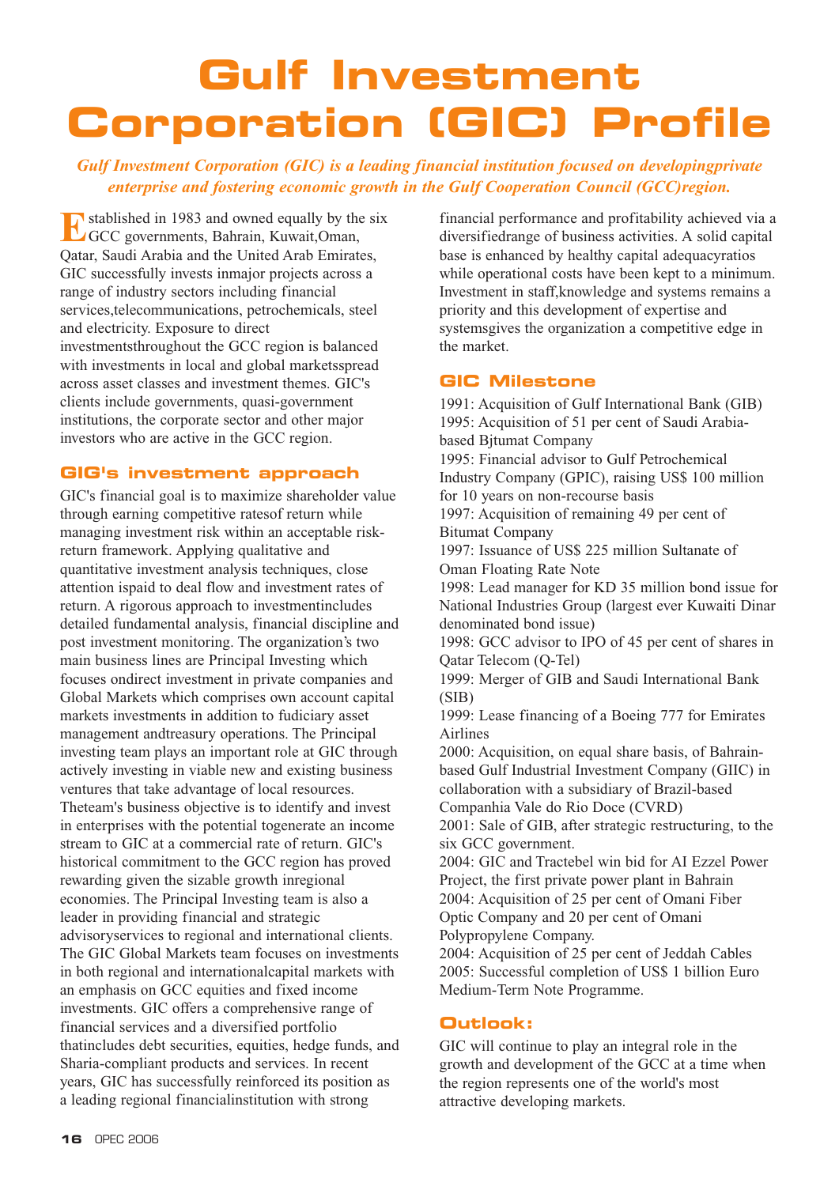# Gulf Investment Corporation (GIC) Profile

*Gulf Investment Corporation (GIC) is a leading financial institution focused on developingprivate enterprise and fostering economic growth in the Gulf Cooperation Council (GCC)region.*

Established in 1983 and owned equally by the six GCC governments, Bahrain, Kuwait,Oman, Qatar, Saudi Arabia and the United Arab Emirates, GIC successfully invests inmajor projects across a range of industry sectors including financial services,telecommunications, petrochemicals, steel and electricity. Exposure to direct investmentsthroughout the GCC region is balanced with investments in local and global marketsspread across asset classes and investment themes. GIC's clients include governments, quasi-government institutions, the corporate sector and other major investors who are active in the GCC region.

## GIG's investment approach

GIC's financial goal is to maximize shareholder value through earning competitive ratesof return while managing investment risk within an acceptable risk-return framework. Applying qualitative and quantitative investment analysis techniques, close attention ispaid to deal flow and investment rates of return. A rigorous approach to investmentincludes detailed fundamental analysis, financial discipline and post investment monitoring. The organization's two main business lines are Principal Investing which focuses ondirect investment in private companies and Global Markets which comprises own account capital markets investments in addition to fiduciary asset management andtreasury operations. The Principal investing team plays an important role at GIC through actively investing in viable new and existing business ventures that take advantage of local resources. Theteam's business objective is to identify and invest in enterprises with the potential togenerate an income stream to GIC at a commercial rate of return. GIC's historical commitment to the GCC region has proved rewarding given the sizable growth inregional economies. The Principal Investing team is also a leader in providing financial and strategic advisoryservices to regional and international clients. The GIC Global Markets team focuses on investments in both regional and internationalcapital markets with an emphasis on GCC equities and fixed income investments. GIC offers a comprehensive range of financial services and a diversified portfolio thatincludes debt securities, equities, hedge funds, and Sharia-compliant products and services. In recent years, GIC has successfully reinforced its position as a leading regional financialinstitution with strong financial performance and profitability achieved via a diversifiedrange of business activities. A solid capital base is enhanced by healthy capital adequacyratios while operational costs have been kept to a minimum. Investment in staff,knowledge and systems remains a priority and this development of expertise and systemsgives the organization a competitive edge in the market.

## GIC Milestone

1991: Acquisition of Gulf International Bank (GIB)
1995: Acquisition of 51 per cent of Saudi Arabia-based Bjtumat Company
1995: Financial advisor to Gulf Petrochemical Industry Company (GPIC), raising US$ 100 million for 10 years on non-recourse basis
1997: Acquisition of remaining 49 per cent of Bitumat Company
1997: Issuance of US$ 225 million Sultanate of Oman Floating Rate Note
1998: Lead manager for KD 35 million bond issue for National Industries Group (largest ever Kuwaiti Dinar denominated bond issue)
1998: GCC advisor to IPO of 45 per cent of shares in Qatar Telecom (Q-Tel)
1999: Merger of GIB and Saudi International Bank (SIB)
1999: Lease financing of a Boeing 777 for Emirates Airlines
2000: Acquisition, on equal share basis, of Bahrain-based Gulf Industrial Investment Company (GIIC) in collaboration with a subsidiary of Brazil-based Companhia Vale do Rio Doce (CVRD)
2001: Sale of GIB, after strategic restructuring, to the six GCC government.
2004: GIC and Tractebel win bid for AI Ezzel Power Project, the first private power plant in Bahrain
2004: Acquisition of 25 per cent of Omani Fiber Optic Company and 20 per cent of Omani Polypropylene Company.
2004: Acquisition of 25 per cent of Jeddah Cables
2005: Successful completion of US$ 1 billion Euro Medium-Term Note Programme.

## Outlook:

GIC will continue to play an integral role in the growth and development of the GCC at a time when the region represents one of the world's most attractive developing markets.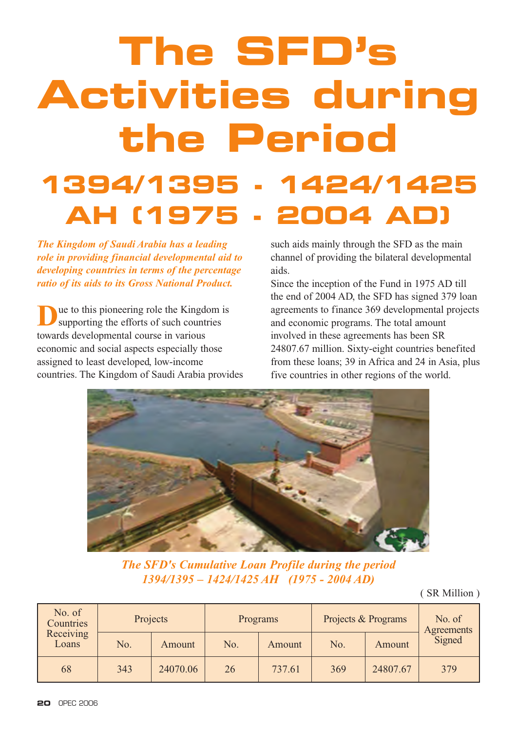# The SFD's Activities during the Period

## 1394/1395 - 1424/1425 AH (1975 - 2004 AD)

*The Kingdom of Saudi Arabia has a leading role in providing financial developmental aid to developing countries in terms of the percentage ratio of its aids to its Gross National Product.*

Due to this pioneering role the Kingdom is supporting the efforts of such countries towards developmental course in various economic and social aspects especially those assigned to least developed, low-income countries. The Kingdom of Saudi Arabia provides such aids mainly through the SFD as the main channel of providing the bilateral developmental aids.

Since the inception of the Fund in 1975 AD till the end of 2004 AD, the SFD has signed 379 loan agreements to finance 369 developmental projects and economic programs. The total amount involved in these agreements has been SR 24807.67 million. Sixty-eight countries benefited from these loans; 39 in Africa and 24 in Asia, plus five countries in other regions of the world.

*The SFD's Cumulative Loan Profile during the period 1394/1395 – 1424/1425 AH (1975 - 2004 AD)*

( SR Million )

| No. of Countries Receiving Loans | Projects | | Programs | | Projects & Programs | | No. of Agreements Signed |
|---|---|---|---|---|---|---|---|
| | No. | Amount | No. | Amount | No. | Amount | |
| 68 | 343 | 24070.06 | 26 | 737.61 | 369 | 24807.67 | 379 |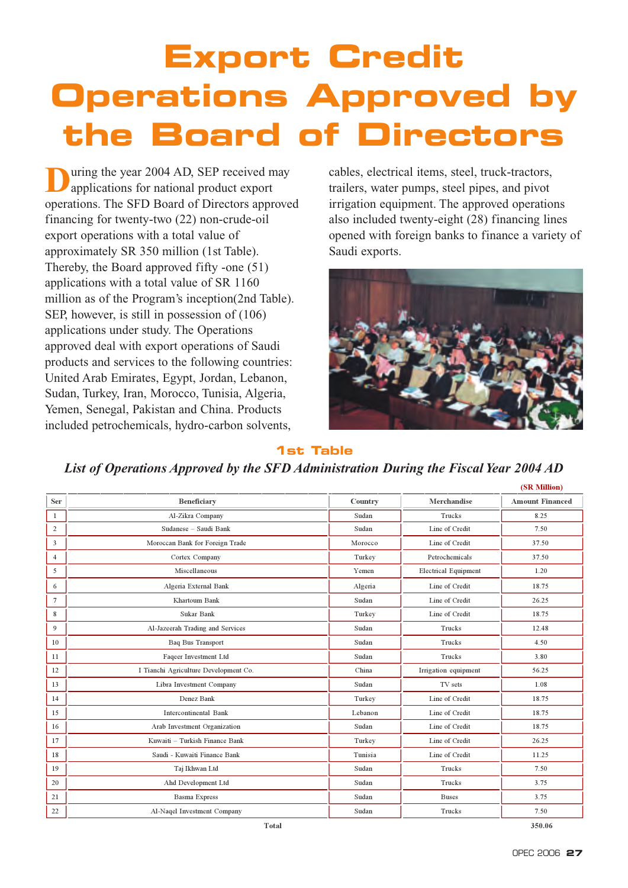# Export Credit Operations Approved by the Board of Directors

During the year 2004 AD, SEP received may applications for national product export operations. The SFD Board of Directors approved financing for twenty-two (22) non-crude-oil export operations with a total value of approximately SR 350 million (1st Table). Thereby, the Board approved fifty -one (51) applications with a total value of SR 1160 million as of the Program's inception(2nd Table). SEP, however, is still in possession of (106) applications under study. The Operations approved deal with export operations of Saudi products and services to the following countries: United Arab Emirates, Egypt, Jordan, Lebanon, Sudan, Turkey, Iran, Morocco, Tunisia, Algeria, Yemen, Senegal, Pakistan and China. Products included petrochemicals, hydro-carbon solvents, cables, electrical items, steel, truck-tractors, trailers, water pumps, steel pipes, and pivot irrigation equipment. The approved operations also included twenty-eight (28) financing lines opened with foreign banks to finance a variety of Saudi exports.

## 1st Table

*List of Operations Approved by the SFD Administration During the Fiscal Year 2004 AD*

(SR Million)

| Ser | Beneficiary | Country | Merchandise | Amount Financed |
|---|---|---|---|---|
| 1 | Al-Zikra Company | Sudan | Trucks | 8.25 |
| 2 | Sudanese – Saudi Bank | Sudan | Line of Credit | 7.50 |
| 3 | Moroccan Bank for Foreign Trade | Morocco | Line of Credit | 37.50 |
| 4 | Cortex Company | Turkey | Petrochemicals | 37.50 |
| 5 | Miscellaneous | Yemen | Electrical Equipment | 1.20 |
| 6 | Algeria External Bank | Algeria | Line of Credit | 18.75 |
| 7 | Khartoum Bank | Sudan | Line of Credit | 26.25 |
| 8 | Sukar Bank | Turkey | Line of Credit | 18.75 |
| 9 | Al-Jazeerah Trading and Services | Sudan | Trucks | 12.48 |
| 10 | Baq Bus Transport | Sudan | Trucks | 4.50 |
| 11 | Faqeer Investment Ltd | Sudan | Trucks | 3.80 |
| 12 | I Tianchi Agriculture Development Co. | China | Irrigation equipment | 56.25 |
| 13 | Libra Investment Company | Sudan | TV sets | 1.08 |
| 14 | Denez Bank | Turkey | Line of Credit | 18.75 |
| 15 | Intercontinental Bank | Lebanon | Line of Credit | 18.75 |
| 16 | Arab Investment Organization | Sudan | Line of Credit | 18.75 |
| 17 | Kuwaiti – Turkish Finance Bank | Turkey | Line of Credit | 26.25 |
| 18 | Saudi - Kuwaiti Finance Bank | Tunisia | Line of Credit | 11.25 |
| 19 | Taj Ikhwan Ltd | Sudan | Trucks | 7.50 |
| 20 | Ahd Development Ltd | Sudan | Trucks | 3.75 |
| 21 | Basma Express | Sudan | Buses | 3.75 |
| 22 | Al-Naqel Investment Company | Sudan | Trucks | 7.50 |
| | **Total** | | | **350.06** |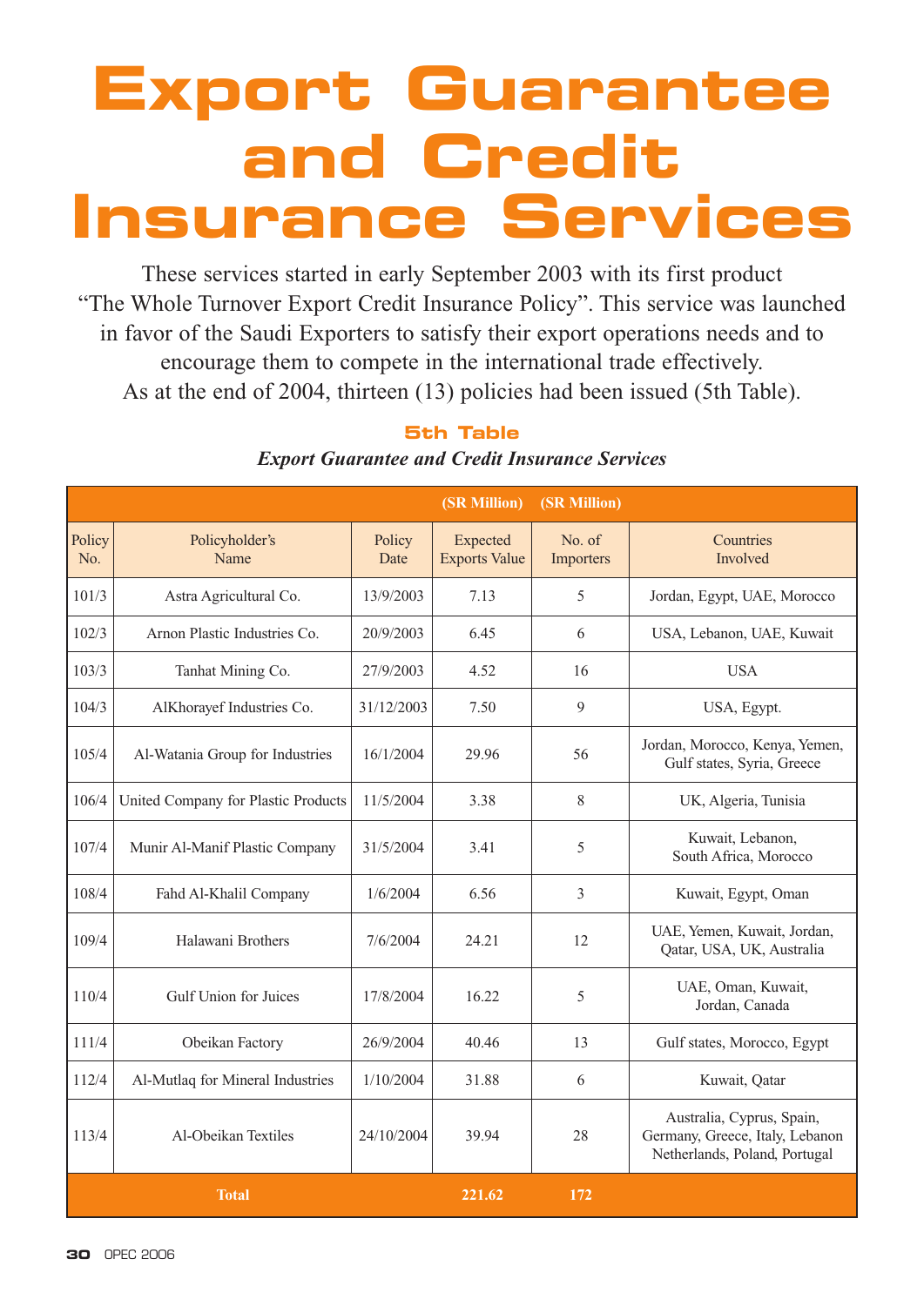# Export Guarantee and Credit Insurance Services

These services started in early September 2003 with its first product "The Whole Turnover Export Credit Insurance Policy". This service was launched in favor of the Saudi Exporters to satisfy their export operations needs and to encourage them to compete in the international trade effectively. As at the end of 2004, thirteen (13) policies had been issued (5th Table).

**5th Table**

*Export Guarantee and Credit Insurance Services*

| | | | (SR Million) | (SR Million) | |
|---|---|---|---|---|---|
| Policy No. | Policyholder's Name | Policy Date | Expected Exports Value | No. of Importers | Countries Involved |
| 101/3 | Astra Agricultural Co. | 13/9/2003 | 7.13 | 5 | Jordan, Egypt, UAE, Morocco |
| 102/3 | Arnon Plastic Industries Co. | 20/9/2003 | 6.45 | 6 | USA, Lebanon, UAE, Kuwait |
| 103/3 | Tanhat Mining Co. | 27/9/2003 | 4.52 | 16 | USA |
| 104/3 | AlKhorayef Industries Co. | 31/12/2003 | 7.50 | 9 | USA, Egypt. |
| 105/4 | Al-Watania Group for Industries | 16/1/2004 | 29.96 | 56 | Jordan, Morocco, Kenya, Yemen, Gulf states, Syria, Greece |
| 106/4 | United Company for Plastic Products | 11/5/2004 | 3.38 | 8 | UK, Algeria, Tunisia |
| 107/4 | Munir Al-Manif Plastic Company | 31/5/2004 | 3.41 | 5 | Kuwait, Lebanon, South Africa, Morocco |
| 108/4 | Fahd Al-Khalil Company | 1/6/2004 | 6.56 | 3 | Kuwait, Egypt, Oman |
| 109/4 | Halawani Brothers | 7/6/2004 | 24.21 | 12 | UAE, Yemen, Kuwait, Jordan, Qatar, USA, UK, Australia |
| 110/4 | Gulf Union for Juices | 17/8/2004 | 16.22 | 5 | UAE, Oman, Kuwait, Jordan, Canada |
| 111/4 | Obeikan Factory | 26/9/2004 | 40.46 | 13 | Gulf states, Morocco, Egypt |
| 112/4 | Al-Mutlaq for Mineral Industries | 1/10/2004 | 31.88 | 6 | Kuwait, Qatar |
| 113/4 | Al-Obeikan Textiles | 24/10/2004 | 39.94 | 28 | Australia, Cyprus, Spain, Germany, Greece, Italy, Lebanon Netherlands, Poland, Portugal |
| | **Total** | | **221.62** | **172** | |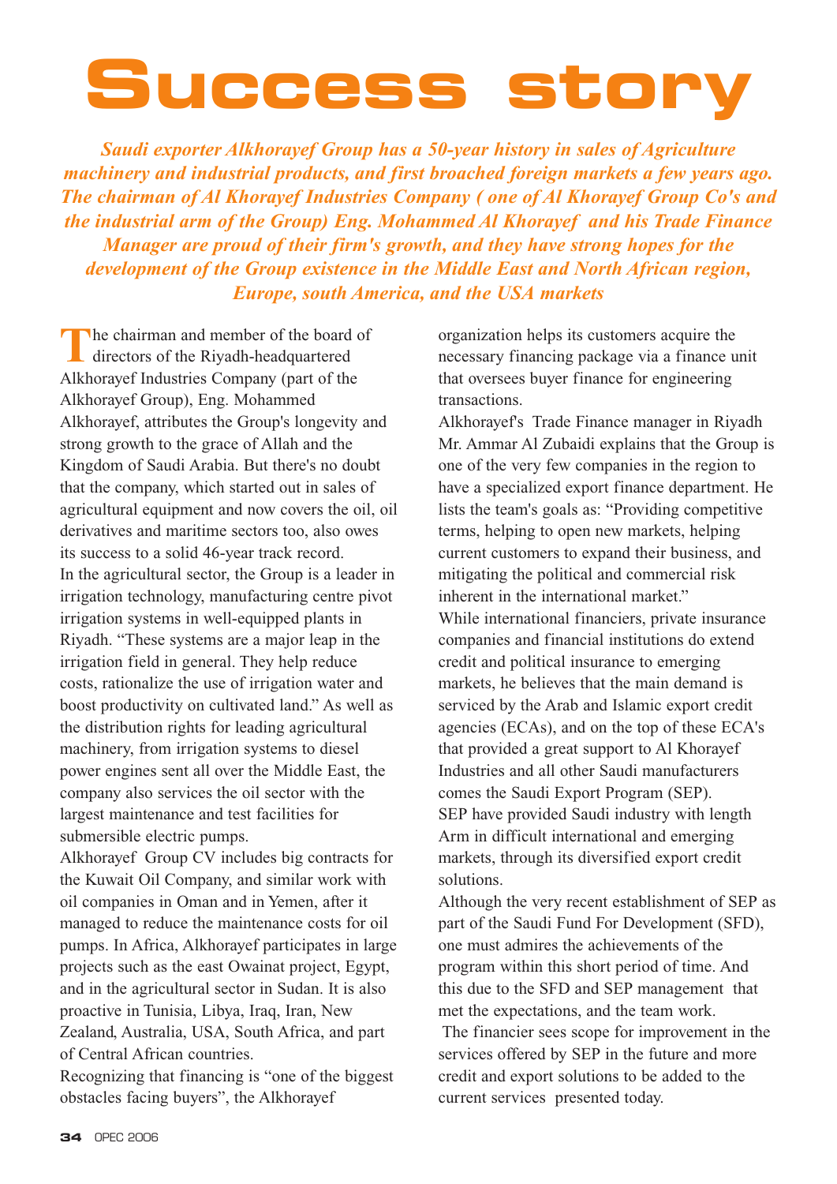# Success story

***Saudi exporter Alkhorayef Group has a 50-year history in sales of Agriculture machinery and industrial products, and first broached foreign markets a few years ago. The chairman of Al Khorayef Industries Company ( one of Al Khorayef Group Co's and the industrial arm of the Group) Eng. Mohammed Al Khorayef and his Trade Finance Manager are proud of their firm's growth, and they have strong hopes for the development of the Group existence in the Middle East and North African region, Europe, south America, and the USA markets***

The chairman and member of the board of directors of the Riyadh-headquartered Alkhorayef Industries Company (part of the Alkhorayef Group), Eng. Mohammed Alkhorayef, attributes the Group's longevity and strong growth to the grace of Allah and the Kingdom of Saudi Arabia. But there's no doubt that the company, which started out in sales of agricultural equipment and now covers the oil, oil derivatives and maritime sectors too, also owes its success to a solid 46-year track record.

In the agricultural sector, the Group is a leader in irrigation technology, manufacturing centre pivot irrigation systems in well-equipped plants in Riyadh. "These systems are a major leap in the irrigation field in general. They help reduce costs, rationalize the use of irrigation water and boost productivity on cultivated land." As well as the distribution rights for leading agricultural machinery, from irrigation systems to diesel power engines sent all over the Middle East, the company also services the oil sector with the largest maintenance and test facilities for submersible electric pumps.

Alkhorayef Group CV includes big contracts for the Kuwait Oil Company, and similar work with oil companies in Oman and in Yemen, after it managed to reduce the maintenance costs for oil pumps. In Africa, Alkhorayef participates in large projects such as the east Owainat project, Egypt, and in the agricultural sector in Sudan. It is also proactive in Tunisia, Libya, Iraq, Iran, New Zealand, Australia, USA, South Africa, and part of Central African countries.

Recognizing that financing is "one of the biggest obstacles facing buyers", the Alkhorayef organization helps its customers acquire the necessary financing package via a finance unit that oversees buyer finance for engineering transactions.

Alkhorayef's Trade Finance manager in Riyadh Mr. Ammar Al Zubaidi explains that the Group is one of the very few companies in the region to have a specialized export finance department. He lists the team's goals as: "Providing competitive terms, helping to open new markets, helping current customers to expand their business, and mitigating the political and commercial risk inherent in the international market."

While international financiers, private insurance companies and financial institutions do extend credit and political insurance to emerging markets, he believes that the main demand is serviced by the Arab and Islamic export credit agencies (ECAs), and on the top of these ECA's that provided a great support to Al Khorayef Industries and all other Saudi manufacturers comes the Saudi Export Program (SEP).

SEP have provided Saudi industry with length Arm in difficult international and emerging markets, through its diversified export credit solutions.

Although the very recent establishment of SEP as part of the Saudi Fund For Development (SFD), one must admires the achievements of the program within this short period of time. And this due to the SFD and SEP management that met the expectations, and the team work.

The financier sees scope for improvement in the services offered by SEP in the future and more credit and export solutions to be added to the current services presented today.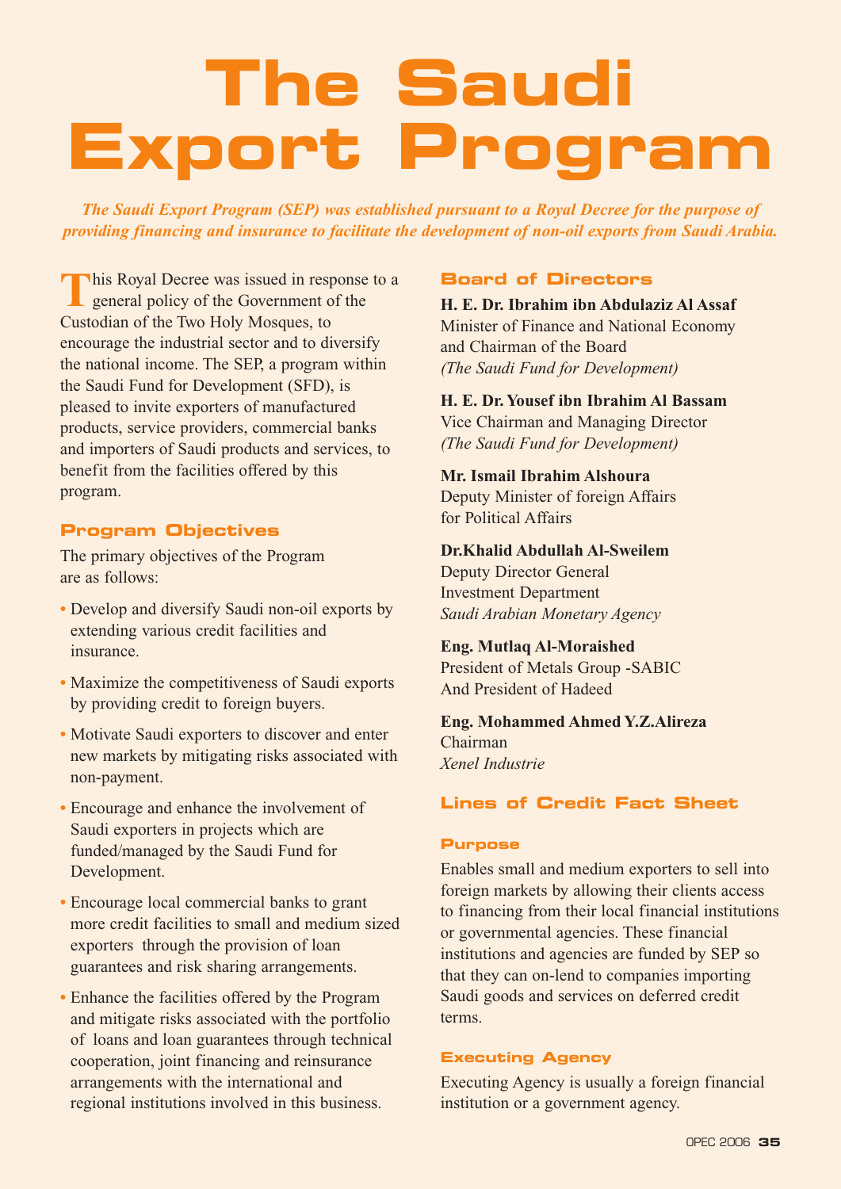# The Saudi Export Program

*The Saudi Export Program (SEP) was established pursuant to a Royal Decree for the purpose of providing financing and insurance to facilitate the development of non-oil exports from Saudi Arabia.*

This Royal Decree was issued in response to a general policy of the Government of the Custodian of the Two Holy Mosques, to encourage the industrial sector and to diversify the national income. The SEP, a program within the Saudi Fund for Development (SFD), is pleased to invite exporters of manufactured products, service providers, commercial banks and importers of Saudi products and services, to benefit from the facilities offered by this program.

## Program Objectives

The primary objectives of the Program are as follows:

- Develop and diversify Saudi non-oil exports by extending various credit facilities and insurance.
- Maximize the competitiveness of Saudi exports by providing credit to foreign buyers.
- Motivate Saudi exporters to discover and enter new markets by mitigating risks associated with non-payment.
- Encourage and enhance the involvement of Saudi exporters in projects which are funded/managed by the Saudi Fund for Development.
- Encourage local commercial banks to grant more credit facilities to small and medium sized exporters through the provision of loan guarantees and risk sharing arrangements.
- Enhance the facilities offered by the Program and mitigate risks associated with the portfolio of loans and loan guarantees through technical cooperation, joint financing and reinsurance arrangements with the international and regional institutions involved in this business.

## Board of Directors

**H. E. Dr. Ibrahim ibn Abdulaziz Al Assaf**
Minister of Finance and National Economy and Chairman of the Board
*(The Saudi Fund for Development)*

**H. E. Dr. Yousef ibn Ibrahim Al Bassam**
Vice Chairman and Managing Director
*(The Saudi Fund for Development)*

**Mr. Ismail Ibrahim Alshoura**
Deputy Minister of foreign Affairs for Political Affairs

**Dr.Khalid Abdullah Al-Sweilem**
Deputy Director General
Investment Department
*Saudi Arabian Monetary Agency*

**Eng. Mutlaq Al-Moraished**
President of Metals Group -SABIC
And President of Hadeed

**Eng. Mohammed Ahmed Y.Z.Alireza**
Chairman
*Xenel Industrie*

## Lines of Credit Fact Sheet

### Purpose

Enables small and medium exporters to sell into foreign markets by allowing their clients access to financing from their local financial institutions or governmental agencies. These financial institutions and agencies are funded by SEP so that they can on-lend to companies importing Saudi goods and services on deferred credit terms.

### Executing Agency

Executing Agency is usually a foreign financial institution or a government agency.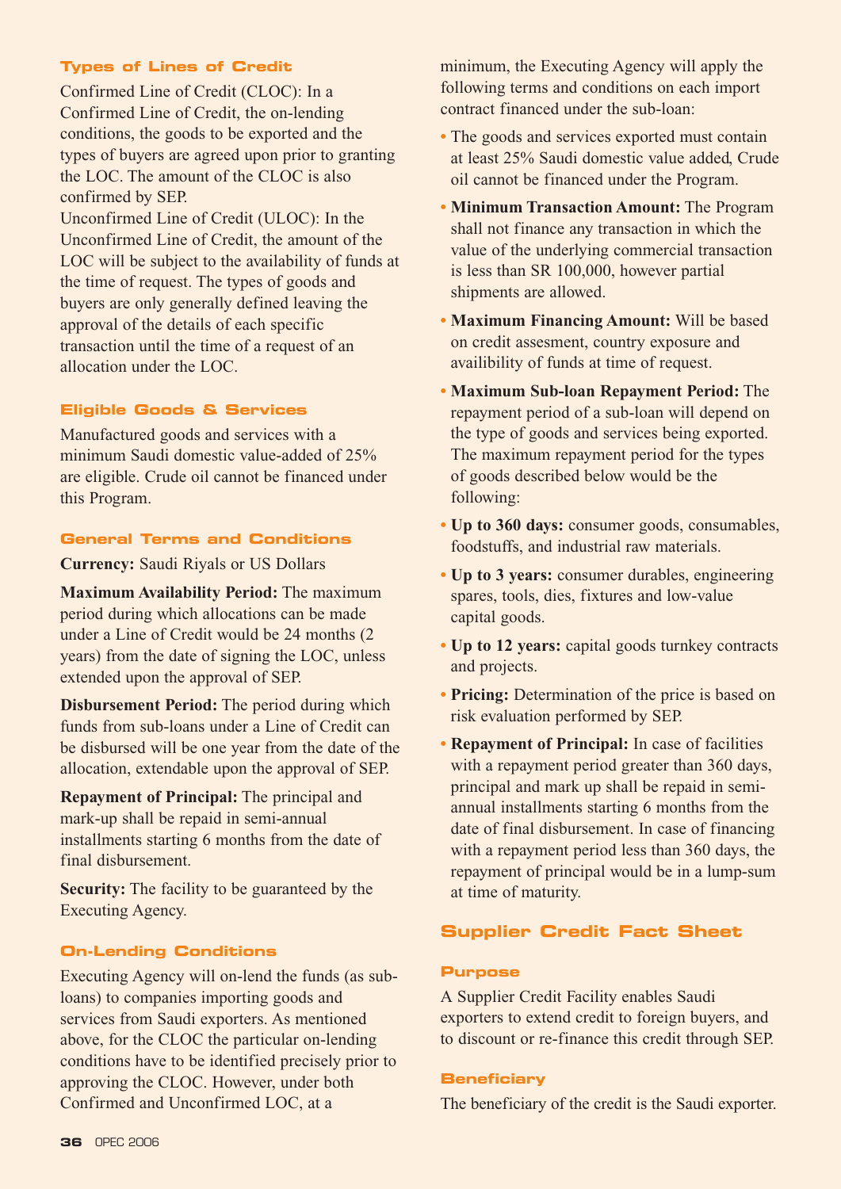### Types of Lines of Credit

Confirmed Line of Credit (CLOC): In a Confirmed Line of Credit, the on-lending conditions, the goods to be exported and the types of buyers are agreed upon prior to granting the LOC. The amount of the CLOC is also confirmed by SEP.

Unconfirmed Line of Credit (ULOC): In the Unconfirmed Line of Credit, the amount of the LOC will be subject to the availability of funds at the time of request. The types of goods and buyers are only generally defined leaving the approval of the details of each specific transaction until the time of a request of an allocation under the LOC.

### Eligible Goods & Services

Manufactured goods and services with a minimum Saudi domestic value-added of 25% are eligible. Crude oil cannot be financed under this Program.

### General Terms and Conditions

**Currency:** Saudi Riyals or US Dollars

**Maximum Availability Period:** The maximum period during which allocations can be made under a Line of Credit would be 24 months (2 years) from the date of signing the LOC, unless extended upon the approval of SEP.

**Disbursement Period:** The period during which funds from sub-loans under a Line of Credit can be disbursed will be one year from the date of the allocation, extendable upon the approval of SEP.

**Repayment of Principal:** The principal and mark-up shall be repaid in semi-annual installments starting 6 months from the date of final disbursement.

**Security:** The facility to be guaranteed by the Executing Agency.

### On-Lending Conditions

Executing Agency will on-lend the funds (as sub-loans) to companies importing goods and services from Saudi exporters. As mentioned above, for the CLOC the particular on-lending conditions have to be identified precisely prior to approving the CLOC. However, under both Confirmed and Unconfirmed LOC, at a minimum, the Executing Agency will apply the following terms and conditions on each import contract financed under the sub-loan:

- The goods and services exported must contain at least 25% Saudi domestic value added, Crude oil cannot be financed under the Program.
- **Minimum Transaction Amount:** The Program shall not finance any transaction in which the value of the underlying commercial transaction is less than SR 100,000, however partial shipments are allowed.
- **Maximum Financing Amount:** Will be based on credit assesment, country exposure and availibility of funds at time of request.
- **Maximum Sub-loan Repayment Period:** The repayment period of a sub-loan will depend on the type of goods and services being exported. The maximum repayment period for the types of goods described below would be the following:
- **Up to 360 days:** consumer goods, consumables, foodstuffs, and industrial raw materials.
- **Up to 3 years:** consumer durables, engineering spares, tools, dies, fixtures and low-value capital goods.
- **Up to 12 years:** capital goods turnkey contracts and projects.
- **Pricing:** Determination of the price is based on risk evaluation performed by SEP.
- **Repayment of Principal:** In case of facilities with a repayment period greater than 360 days, principal and mark up shall be repaid in semi-annual installments starting 6 months from the date of final disbursement. In case of financing with a repayment period less than 360 days, the repayment of principal would be in a lump-sum at time of maturity.

## Supplier Credit Fact Sheet

### Purpose

A Supplier Credit Facility enables Saudi exporters to extend credit to foreign buyers, and to discount or re-finance this credit through SEP.

### Beneficiary

The beneficiary of the credit is the Saudi exporter.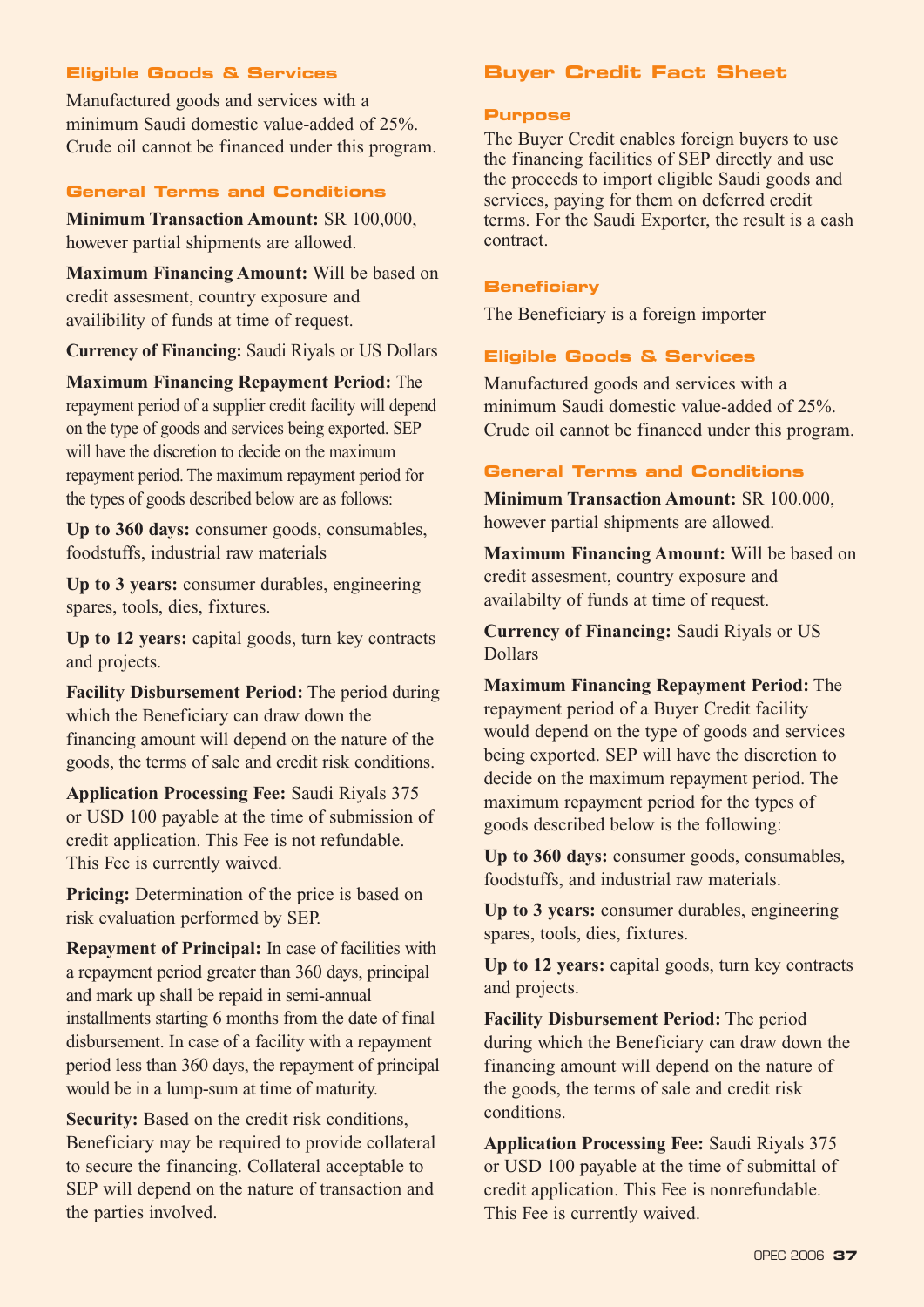### Eligible Goods & Services

Manufactured goods and services with a minimum Saudi domestic value-added of 25%. Crude oil cannot be financed under this program.

### General Terms and Conditions

**Minimum Transaction Amount:** SR 100,000, however partial shipments are allowed.

**Maximum Financing Amount:** Will be based on credit assesment, country exposure and availibility of funds at time of request.

**Currency of Financing:** Saudi Riyals or US Dollars

**Maximum Financing Repayment Period:** The repayment period of a supplier credit facility will depend on the type of goods and services being exported. SEP will have the discretion to decide on the maximum repayment period. The maximum repayment period for the types of goods described below are as follows:

**Up to 360 days:** consumer goods, consumables, foodstuffs, industrial raw materials

**Up to 3 years:** consumer durables, engineering spares, tools, dies, fixtures.

**Up to 12 years:** capital goods, turn key contracts and projects.

**Facility Disbursement Period:** The period during which the Beneficiary can draw down the financing amount will depend on the nature of the goods, the terms of sale and credit risk conditions.

**Application Processing Fee:** Saudi Riyals 375 or USD 100 payable at the time of submission of credit application. This Fee is not refundable. This Fee is currently waived.

**Pricing:** Determination of the price is based on risk evaluation performed by SEP.

**Repayment of Principal:** In case of facilities with a repayment period greater than 360 days, principal and mark up shall be repaid in semi-annual installments starting 6 months from the date of final disbursement. In case of a facility with a repayment period less than 360 days, the repayment of principal would be in a lump-sum at time of maturity.

**Security:** Based on the credit risk conditions, Beneficiary may be required to provide collateral to secure the financing. Collateral acceptable to SEP will depend on the nature of transaction and the parties involved.

## Buyer Credit Fact Sheet

### Purpose

The Buyer Credit enables foreign buyers to use the financing facilities of SEP directly and use the proceeds to import eligible Saudi goods and services, paying for them on deferred credit terms. For the Saudi Exporter, the result is a cash contract.

### Beneficiary

The Beneficiary is a foreign importer

### Eligible Goods & Services

Manufactured goods and services with a minimum Saudi domestic value-added of 25%. Crude oil cannot be financed under this program.

### General Terms and Conditions

**Minimum Transaction Amount:** SR 100.000, however partial shipments are allowed.

**Maximum Financing Amount:** Will be based on credit assesment, country exposure and availabilty of funds at time of request.

**Currency of Financing:** Saudi Riyals or US Dollars

**Maximum Financing Repayment Period:** The repayment period of a Buyer Credit facility would depend on the type of goods and services being exported. SEP will have the discretion to decide on the maximum repayment period. The maximum repayment period for the types of goods described below is the following:

**Up to 360 days:** consumer goods, consumables, foodstuffs, and industrial raw materials.

**Up to 3 years:** consumer durables, engineering spares, tools, dies, fixtures.

**Up to 12 years:** capital goods, turn key contracts and projects.

**Facility Disbursement Period:** The period during which the Beneficiary can draw down the financing amount will depend on the nature of the goods, the terms of sale and credit risk conditions.

**Application Processing Fee:** Saudi Riyals 375 or USD 100 payable at the time of submittal of credit application. This Fee is nonrefundable. This Fee is currently waived.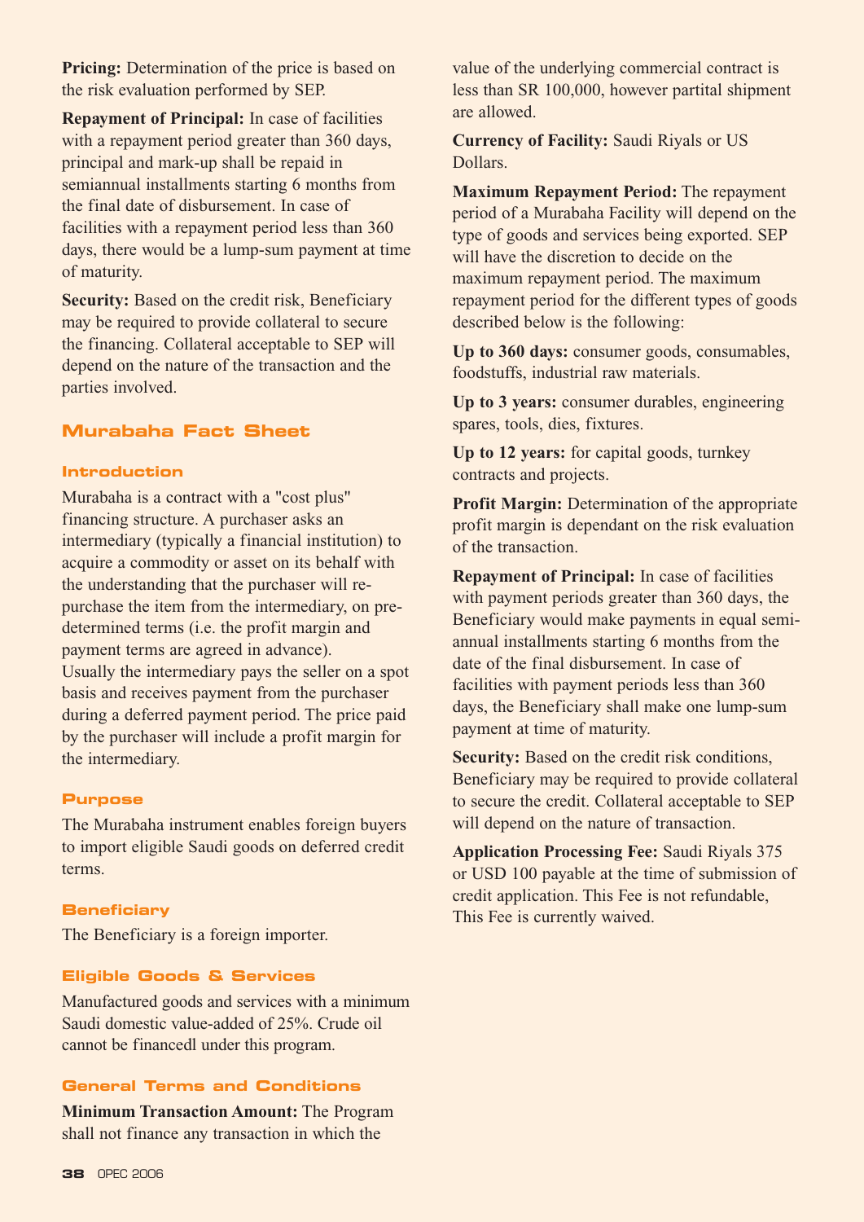**Pricing:** Determination of the price is based on the risk evaluation performed by SEP.

**Repayment of Principal:** In case of facilities with a repayment period greater than 360 days, principal and mark-up shall be repaid in semiannual installments starting 6 months from the final date of disbursement. In case of facilities with a repayment period less than 360 days, there would be a lump-sum payment at time of maturity.

**Security:** Based on the credit risk, Beneficiary may be required to provide collateral to secure the financing. Collateral acceptable to SEP will depend on the nature of the transaction and the parties involved.

## Murabaha Fact Sheet

### Introduction

Murabaha is a contract with a "cost plus" financing structure. A purchaser asks an intermediary (typically a financial institution) to acquire a commodity or asset on its behalf with the understanding that the purchaser will re-purchase the item from the intermediary, on pre-determined terms (i.e. the profit margin and payment terms are agreed in advance). Usually the intermediary pays the seller on a spot basis and receives payment from the purchaser during a deferred payment period. The price paid by the purchaser will include a profit margin for the intermediary.

### Purpose

The Murabaha instrument enables foreign buyers to import eligible Saudi goods on deferred credit terms.

### Beneficiary

The Beneficiary is a foreign importer.

### Eligible Goods & Services

Manufactured goods and services with a minimum Saudi domestic value-added of 25%. Crude oil cannot be financedl under this program.

### General Terms and Conditions

**Minimum Transaction Amount:** The Program shall not finance any transaction in which the value of the underlying commercial contract is less than SR 100,000, however partital shipment are allowed.

**Currency of Facility:** Saudi Riyals or US Dollars.

**Maximum Repayment Period:** The repayment period of a Murabaha Facility will depend on the type of goods and services being exported. SEP will have the discretion to decide on the maximum repayment period. The maximum repayment period for the different types of goods described below is the following:

**Up to 360 days:** consumer goods, consumables, foodstuffs, industrial raw materials.

**Up to 3 years:** consumer durables, engineering spares, tools, dies, fixtures.

**Up to 12 years:** for capital goods, turnkey contracts and projects.

**Profit Margin:** Determination of the appropriate profit margin is dependant on the risk evaluation of the transaction.

**Repayment of Principal:** In case of facilities with payment periods greater than 360 days, the Beneficiary would make payments in equal semi-annual installments starting 6 months from the date of the final disbursement. In case of facilities with payment periods less than 360 days, the Beneficiary shall make one lump-sum payment at time of maturity.

**Security:** Based on the credit risk conditions, Beneficiary may be required to provide collateral to secure the credit. Collateral acceptable to SEP will depend on the nature of transaction.

**Application Processing Fee:** Saudi Riyals 375 or USD 100 payable at the time of submission of credit application. This Fee is not refundable, This Fee is currently waived.